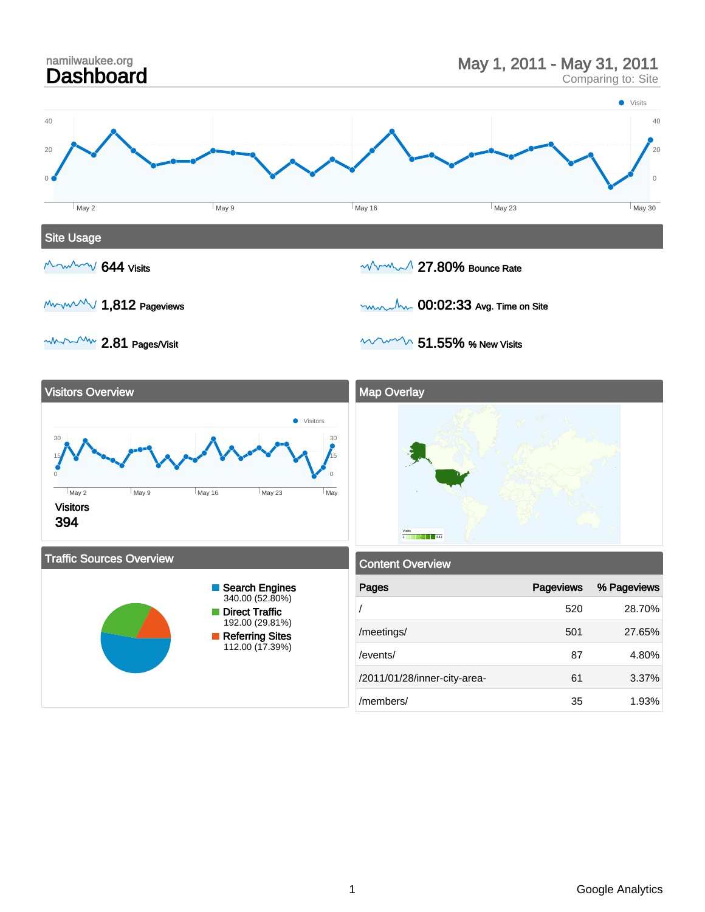namilwaukee.org

# Dashboard

May 1, 2011 - May 31, 2011
Comparing to: Site

## Site Usage

- **644** Visits
- **1,812** Pageviews
- **2.81** Pages/Visit
- **27.80%** Bounce Rate
- **00:02:33** Avg. Time on Site
- **51.55%** % New Visits

## Visitors Overview

Visitors
394

## Map Overlay

## Traffic Sources Overview

- Search Engines: 340.00 (52.80%)
- Direct Traffic: 192.00 (29.81%)
- Referring Sites: 112.00 (17.39%)

## Content Overview

| Pages | Pageviews | % Pageviews |
| --- | --- | --- |
| / | 520 | 28.70% |
| /meetings/ | 501 | 27.65% |
| /events/ | 87 | 4.80% |
| /2011/01/28/inner-city-area- | 61 | 3.37% |
| /members/ | 35 | 1.93% |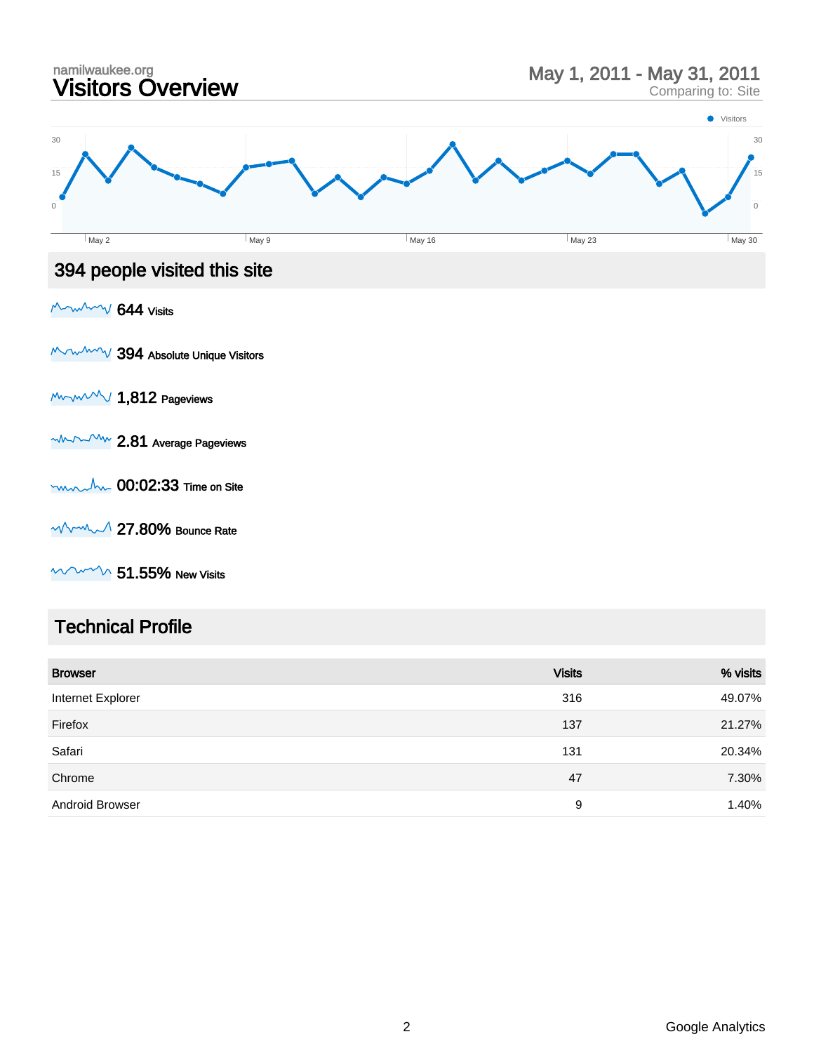namilwaukee.org

# Visitors Overview

May 1, 2011 - May 31, 2011
Comparing to: Site

## 394 people visited this site

**644** Visits

**394** Absolute Unique Visitors

**1,812** Pageviews

**2.81** Average Pageviews

**00:02:33** Time on Site

**27.80%** Bounce Rate

**51.55%** New Visits

## Technical Profile

| Browser | Visits | % visits |
|---|---|---|
| Internet Explorer | 316 | 49.07% |
| Firefox | 137 | 21.27% |
| Safari | 131 | 20.34% |
| Chrome | 47 | 7.30% |
| Android Browser | 9 | 1.40% |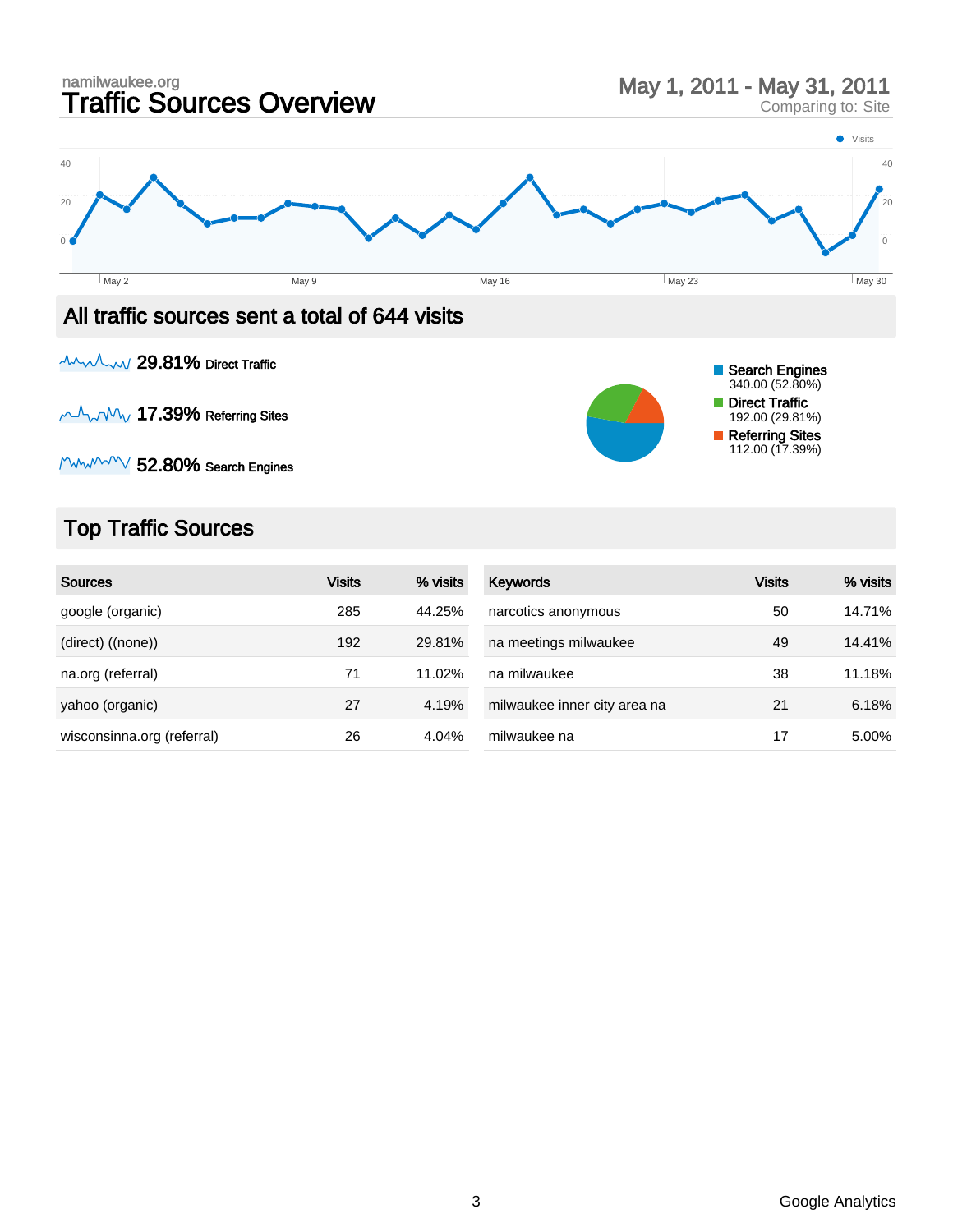namilwaukee.org

# Traffic Sources Overview

May 1, 2011 - May 31, 2011
Comparing to: Site

## All traffic sources sent a total of 644 visits

**29.81%** Direct Traffic

**17.39%** Referring Sites

**52.80%** Search Engines

- Search Engines: 340.00 (52.80%)
- Direct Traffic: 192.00 (29.81%)
- Referring Sites: 112.00 (17.39%)

## Top Traffic Sources

| Sources | Visits | % visits |
|---|---|---|
| google (organic) | 285 | 44.25% |
| (direct) ((none)) | 192 | 29.81% |
| na.org (referral) | 71 | 11.02% |
| yahoo (organic) | 27 | 4.19% |
| wisconsinna.org (referral) | 26 | 4.04% |

| Keywords | Visits | % visits |
|---|---|---|
| narcotics anonymous | 50 | 14.71% |
| na meetings milwaukee | 49 | 14.41% |
| na milwaukee | 38 | 11.18% |
| milwaukee inner city area na | 21 | 6.18% |
| milwaukee na | 17 | 5.00% |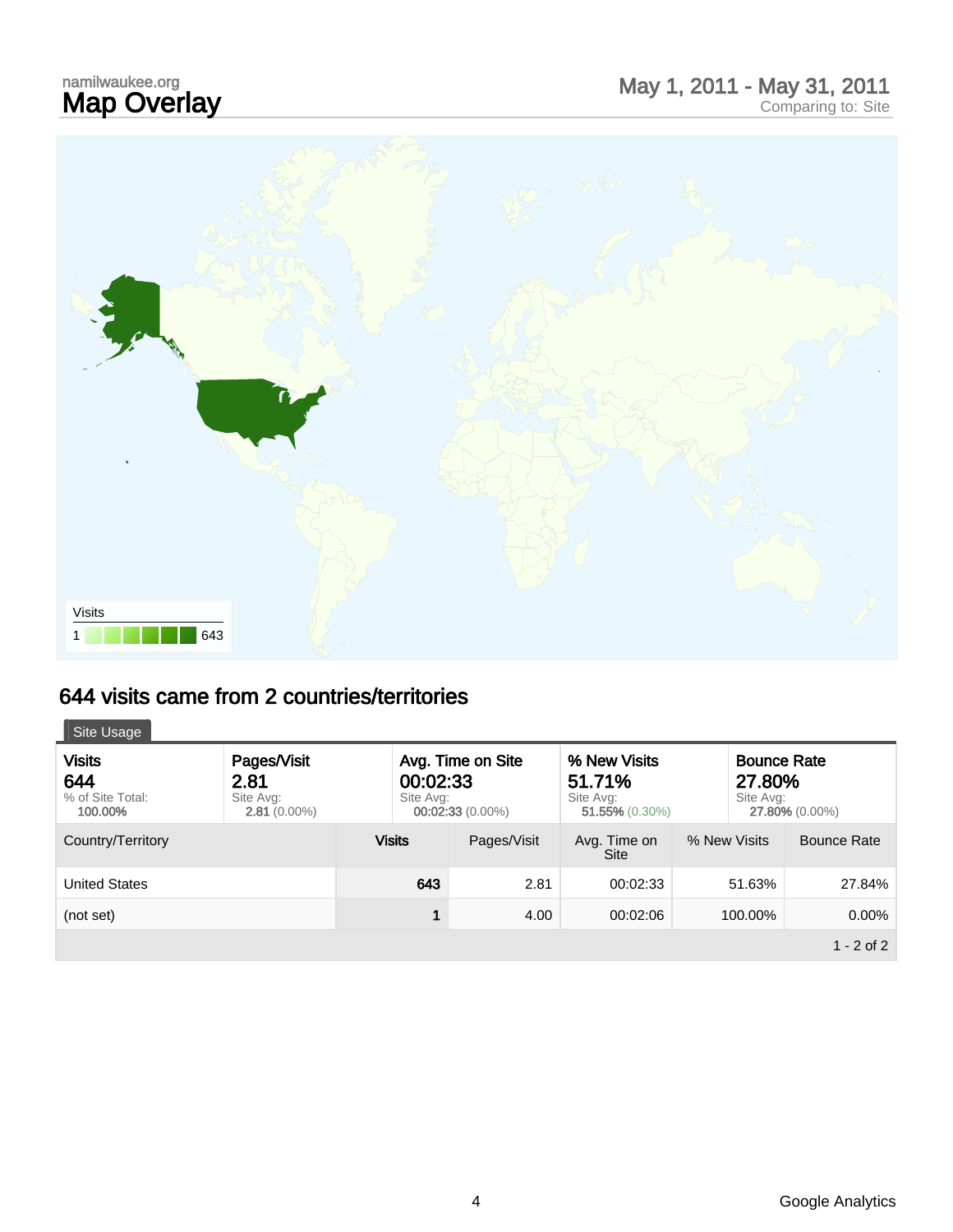namilwaukee.org

# Map Overlay

May 1, 2011 - May 31, 2011
Comparing to: Site

Visits
1 643

## 644 visits came from 2 countries/territories

Site Usage

| Visits | Pages/Visit | Avg. Time on Site | % New Visits | Bounce Rate |
|---|---|---|---|---|
| **644** | **2.81** | **00:02:33** | **51.71%** | **27.80%** |
| % of Site Total: **100.00%** | Site Avg: **2.81** (0.00%) | Site Avg: **00:02:33** (0.00%) | Site Avg: **51.55%** (0.30%) | Site Avg: **27.80%** (0.00%) |

| Country/Territory | Visits | Pages/Visit | Avg. Time on Site | % New Visits | Bounce Rate |
|---|---|---|---|---|---|
| United States | 643 | 2.81 | 00:02:33 | 51.63% | 27.84% |
| (not set) | 1 | 4.00 | 00:02:06 | 100.00% | 0.00% |

1 - 2 of 2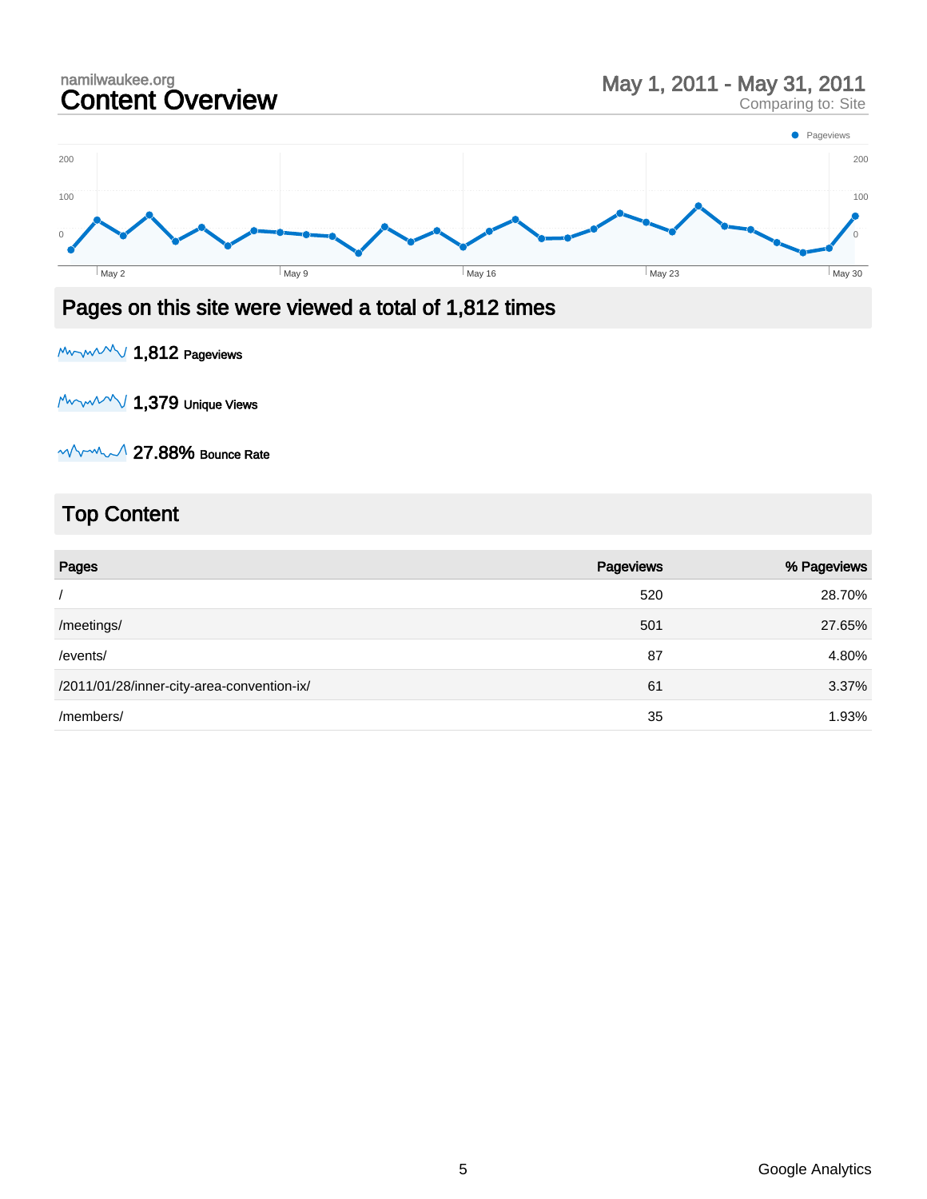namilwaukee.org

# Content Overview

May 1, 2011 - May 31, 2011
Comparing to: Site

Pageviews

200
100
0
200
100
0
May 2
May 9
May 16
May 23
May 30

## Pages on this site were viewed a total of 1,812 times

**1,812** Pageviews

**1,379** Unique Views

**27.88%** Bounce Rate

## Top Content

| Pages | Pageviews | % Pageviews |
|---|---|---|
| / | 520 | 28.70% |
| /meetings/ | 501 | 27.65% |
| /events/ | 87 | 4.80% |
| /2011/01/28/inner-city-area-convention-ix/ | 61 | 3.37% |
| /members/ | 35 | 1.93% |

Google Analytics